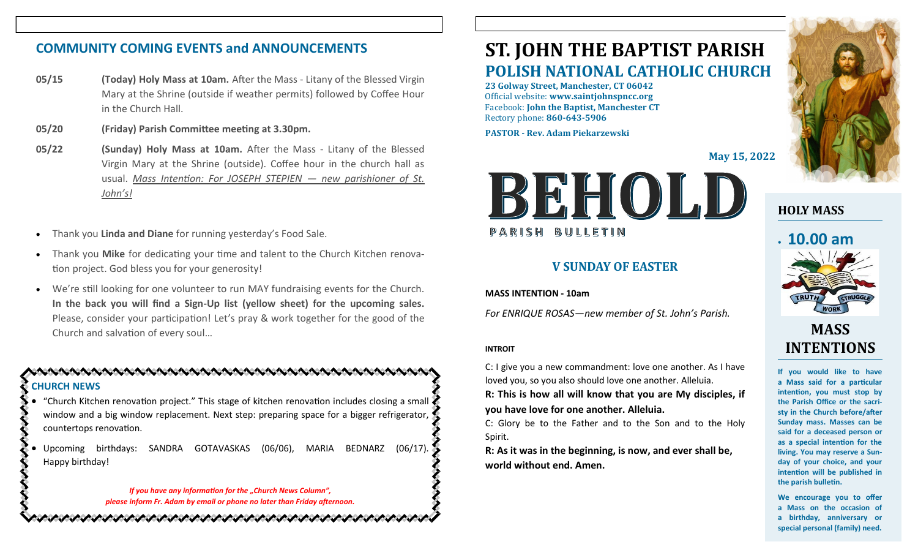## COMMUNITY COMING EVENTS and ANNOUNCEMENTS

**05/15** — **(Today) Holy Mass at 10am.** After the Mass - Litany of the Blessed Virgin Mary at the Shrine (outside if weather permits) followed by Coffee Hour in the Church Hall.

**05/20** — **(Friday) Parish Committee meeting at 3.30pm.**

**05/22** — **(Sunday) Holy Mass at 10am.** After the Mass - Litany of the Blessed Virgin Mary at the Shrine (outside). Coffee hour in the church hall as usual. *Mass Intention: For JOSEPH STEPIEN — new parishioner of St. John's!*

- Thank you **Linda and Diane** for running yesterday's Food Sale.
- Thank you **Mike** for dedicating your time and talent to the Church Kitchen renovation project. God bless you for your generosity!
- We're still looking for one volunteer to run MAY fundraising events for the Church. **In the back you will find a Sign-Up list (yellow sheet) for the upcoming sales.** Please, consider your participation! Let's pray & work together for the good of the Church and salvation of every soul…

### CHURCH NEWS

- "Church Kitchen renovation project." This stage of kitchen renovation includes closing a small window and a big window replacement. Next step: preparing space for a bigger refrigerator, countertops renovation.
- Upcoming birthdays: SANDRA GOTAVASKAS (06/06), MARIA BEDNARZ (06/17). Happy birthday!

*If you have any information for the „Church News Column", please inform Fr. Adam by email or phone no later than Friday afternoon.*

# ST. JOHN THE BAPTIST PARISH

## POLISH NATIONAL CATHOLIC CHURCH

**23 Golway Street, Manchester, CT 06042**
Official website: **www.saintjohnspncc.org**
Facebook: **John the Baptist, Manchester CT**
Rectory phone: **860-643-5906**

**PASTOR - Rev. Adam Piekarzewski**

**May 15, 2022**

# BEHOLD

PARISH BULLETIN

## V SUNDAY OF EASTER

**MASS INTENTION - 10am**

*For ENRIQUE ROSAS—new member of St. John's Parish.*

**INTROIT**

C: I give you a new commandment: love one another. As I have loved you, so you also should love one another. Alleluia.

**R: This is how all will know that you are My disciples, if you have love for one another. Alleluia.**

C: Glory be to the Father and to the Son and to the Holy Spirit.

**R: As it was in the beginning, is now, and ever shall be, world without end. Amen.**

## HOLY MASS

- **10.00 am**

TRUTH WORK STRUGGLE

## MASS INTENTIONS

**If you would like to have a Mass said for a particular intention, you must stop by the Parish Office or the sacristy in the Church before/after Sunday mass. Masses can be said for a deceased person or as a special intention for the living. You may reserve a Sunday of your choice, and your intention will be published in the parish bulletin.**

**We encourage you to offer a Mass on the occasion of a birthday, anniversary or special personal (family) need.**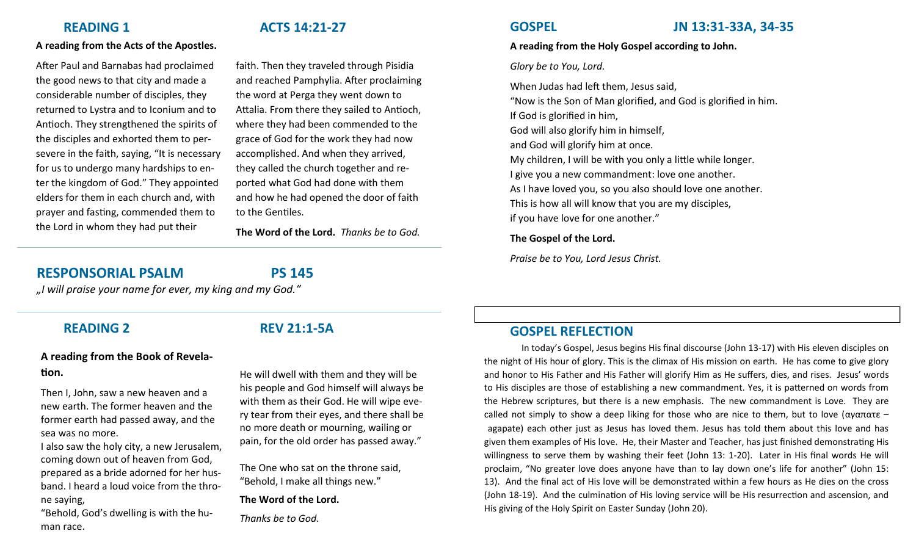## READING 1 ACTS 14:21-27

**A reading from the Acts of the Apostles.**

After Paul and Barnabas had proclaimed the good news to that city and made a considerable number of disciples, they returned to Lystra and to Iconium and to Antioch. They strengthened the spirits of the disciples and exhorted them to persevere in the faith, saying, "It is necessary for us to undergo many hardships to enter the kingdom of God." They appointed elders for them in each church and, with prayer and fasting, commended them to the Lord in whom they had put their faith. Then they traveled through Pisidia and reached Pamphylia. After proclaiming the word at Perga they went down to Attalia. From there they sailed to Antioch, where they had been commended to the grace of God for the work they had now accomplished. And when they arrived, they called the church together and reported what God had done with them and how he had opened the door of faith to the Gentiles.

**The Word of the Lord.** *Thanks be to God.*

## RESPONSORIAL PSALM PS 145

*„I will praise your name for ever, my king and my God."*

## READING 2 REV 21:1-5A

**A reading from the Book of Revelation.**

Then I, John, saw a new heaven and a new earth. The former heaven and the former earth had passed away, and the sea was no more.

I also saw the holy city, a new Jerusalem, coming down out of heaven from God, prepared as a bride adorned for her husband. I heard a loud voice from the throne saying,

"Behold, God's dwelling is with the human race. He will dwell with them and they will be his people and God himself will always be with them as their God. He will wipe every tear from their eyes, and there shall be no more death or mourning, wailing or pain, for the old order has passed away."

The One who sat on the throne said, "Behold, I make all things new."

**The Word of the Lord.**

*Thanks be to God.*

## GOSPEL JN 13:31-33A, 34-35

**A reading from the Holy Gospel according to John.**

*Glory be to You, Lord.*

When Judas had left them, Jesus said,
"Now is the Son of Man glorified, and God is glorified in him.
If God is glorified in him,
God will also glorify him in himself,
and God will glorify him at once.
My children, I will be with you only a little while longer.
I give you a new commandment: love one another.
As I have loved you, so you also should love one another.
This is how all will know that you are my disciples,
if you have love for one another."

**The Gospel of the Lord.**

*Praise be to You, Lord Jesus Christ.*

## GOSPEL REFLECTION

In today's Gospel, Jesus begins His final discourse (John 13-17) with His eleven disciples on the night of His hour of glory. This is the climax of His mission on earth. He has come to give glory and honor to His Father and His Father will glorify Him as He suffers, dies, and rises. Jesus' words to His disciples are those of establishing a new commandment. Yes, it is patterned on words from the Hebrew scriptures, but there is a new emphasis. The new commandment is Love. They are called not simply to show a deep liking for those who are nice to them, but to love (αγαπατε – agapate) each other just as Jesus has loved them. Jesus has told them about this love and has given them examples of His love. He, their Master and Teacher, has just finished demonstrating His willingness to serve them by washing their feet (John 13: 1-20). Later in His final words He will proclaim, "No greater love does anyone have than to lay down one's life for another" (John 15: 13). And the final act of His love will be demonstrated within a few hours as He dies on the cross (John 18-19). And the culmination of His loving service will be His resurrection and ascension, and His giving of the Holy Spirit on Easter Sunday (John 20).